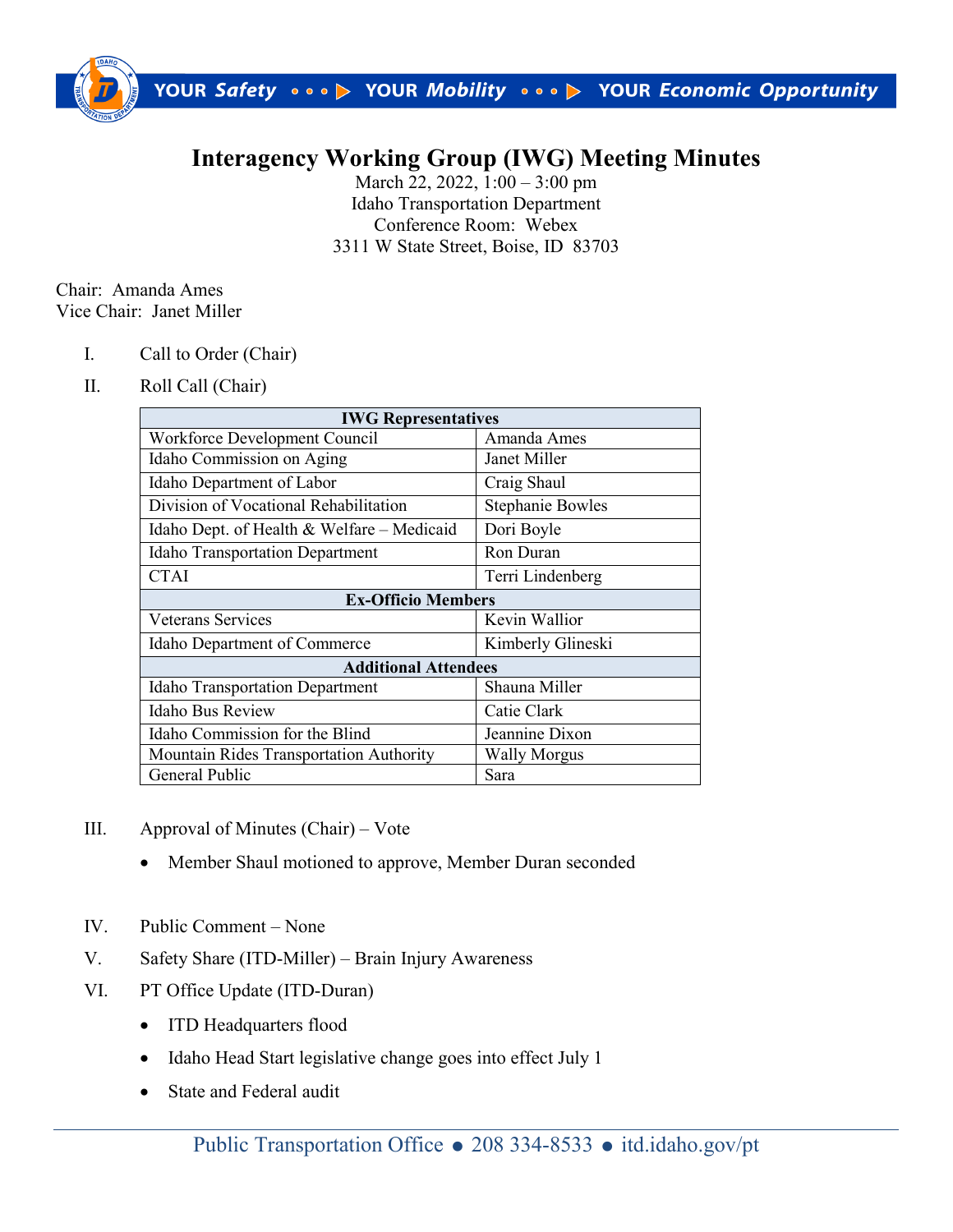# Interagency Working Group (IWG) Meeting Minutes

March 22, 2022, 1:00 – 3:00 pm
Idaho Transportation Department
Conference Room: Webex
3311 W State Street, Boise, ID 83703

Chair: Amanda Ames
Vice Chair: Janet Miller

I. Call to Order (Chair)

II. Roll Call (Chair)

| IWG Representatives | |
|---|---|
| Workforce Development Council | Amanda Ames |
| Idaho Commission on Aging | Janet Miller |
| Idaho Department of Labor | Craig Shaul |
| Division of Vocational Rehabilitation | Stephanie Bowles |
| Idaho Dept. of Health & Welfare – Medicaid | Dori Boyle |
| Idaho Transportation Department | Ron Duran |
| CTAI | Terri Lindenberg |
| **Ex-Officio Members** | |
| Veterans Services | Kevin Wallior |
| Idaho Department of Commerce | Kimberly Glineski |
| **Additional Attendees** | |
| Idaho Transportation Department | Shauna Miller |
| Idaho Bus Review | Catie Clark |
| Idaho Commission for the Blind | Jeannine Dixon |
| Mountain Rides Transportation Authority | Wally Morgus |
| General Public | Sara |

III. Approval of Minutes (Chair) – Vote

- Member Shaul motioned to approve, Member Duran seconded

IV. Public Comment – None

V. Safety Share (ITD-Miller) – Brain Injury Awareness

VI. PT Office Update (ITD-Duran)

- ITD Headquarters flood
- Idaho Head Start legislative change goes into effect July 1
- State and Federal audit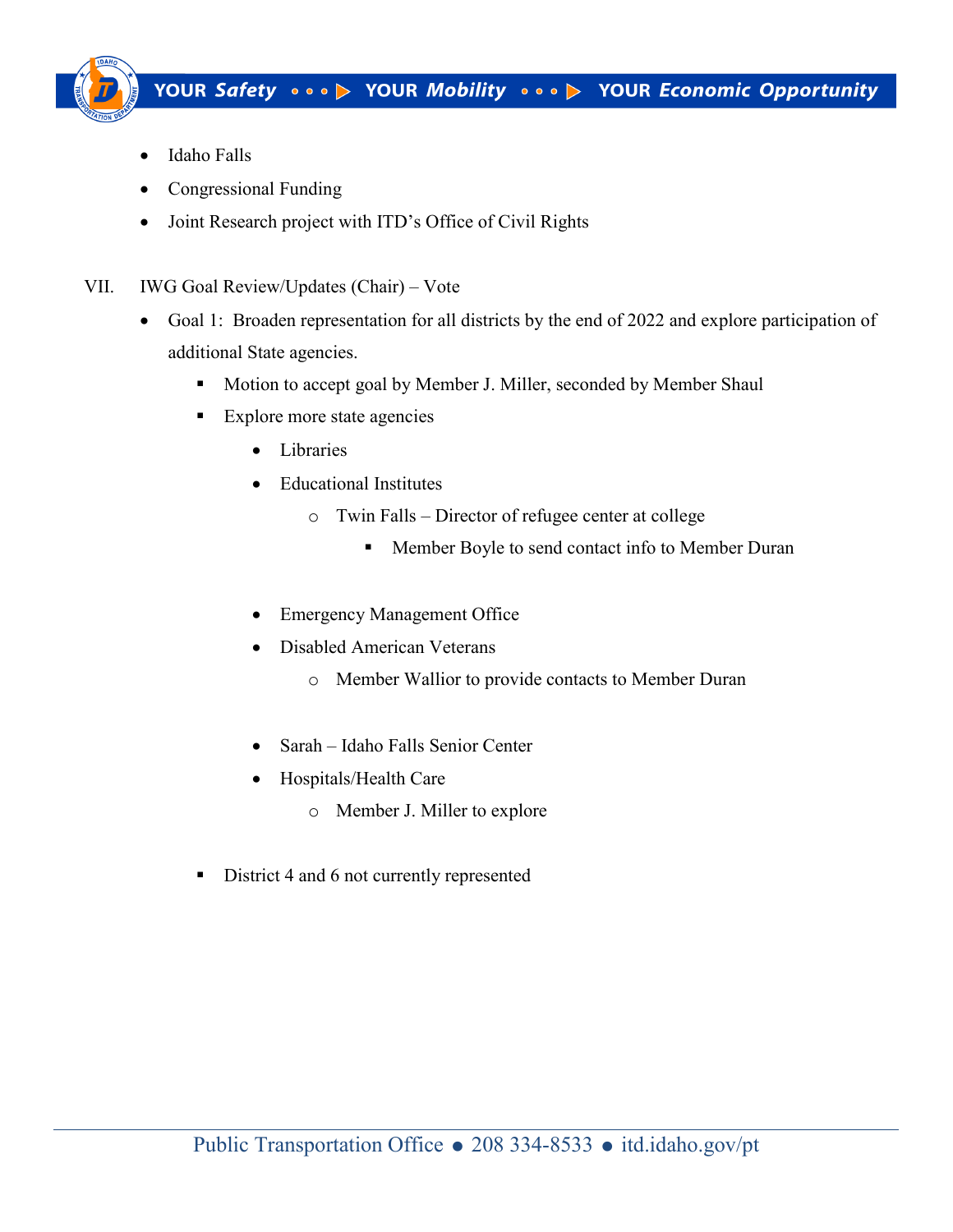- Idaho Falls
- Congressional Funding
- Joint Research project with ITD's Office of Civil Rights

VII. IWG Goal Review/Updates (Chair) – Vote

- Goal 1: Broaden representation for all districts by the end of 2022 and explore participation of additional State agencies.
    - Motion to accept goal by Member J. Miller, seconded by Member Shaul
    - Explore more state agencies
        - Libraries
        - Educational Institutes
            - Twin Falls – Director of refugee center at college
                - Member Boyle to send contact info to Member Duran
        - Emergency Management Office
        - Disabled American Veterans
            - Member Wallior to provide contacts to Member Duran
        - Sarah – Idaho Falls Senior Center
        - Hospitals/Health Care
            - Member J. Miller to explore
    - District 4 and 6 not currently represented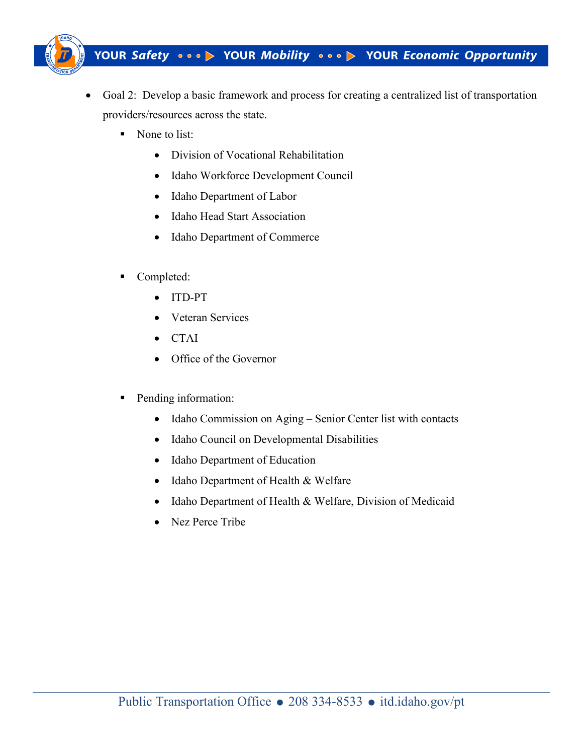- Goal 2: Develop a basic framework and process for creating a centralized list of transportation providers/resources across the state.
  - None to list:
    - Division of Vocational Rehabilitation
    - Idaho Workforce Development Council
    - Idaho Department of Labor
    - Idaho Head Start Association
    - Idaho Department of Commerce
  - Completed:
    - ITD-PT
    - Veteran Services
    - CTAI
    - Office of the Governor
  - Pending information:
    - Idaho Commission on Aging – Senior Center list with contacts
    - Idaho Council on Developmental Disabilities
    - Idaho Department of Education
    - Idaho Department of Health & Welfare
    - Idaho Department of Health & Welfare, Division of Medicaid
    - Nez Perce Tribe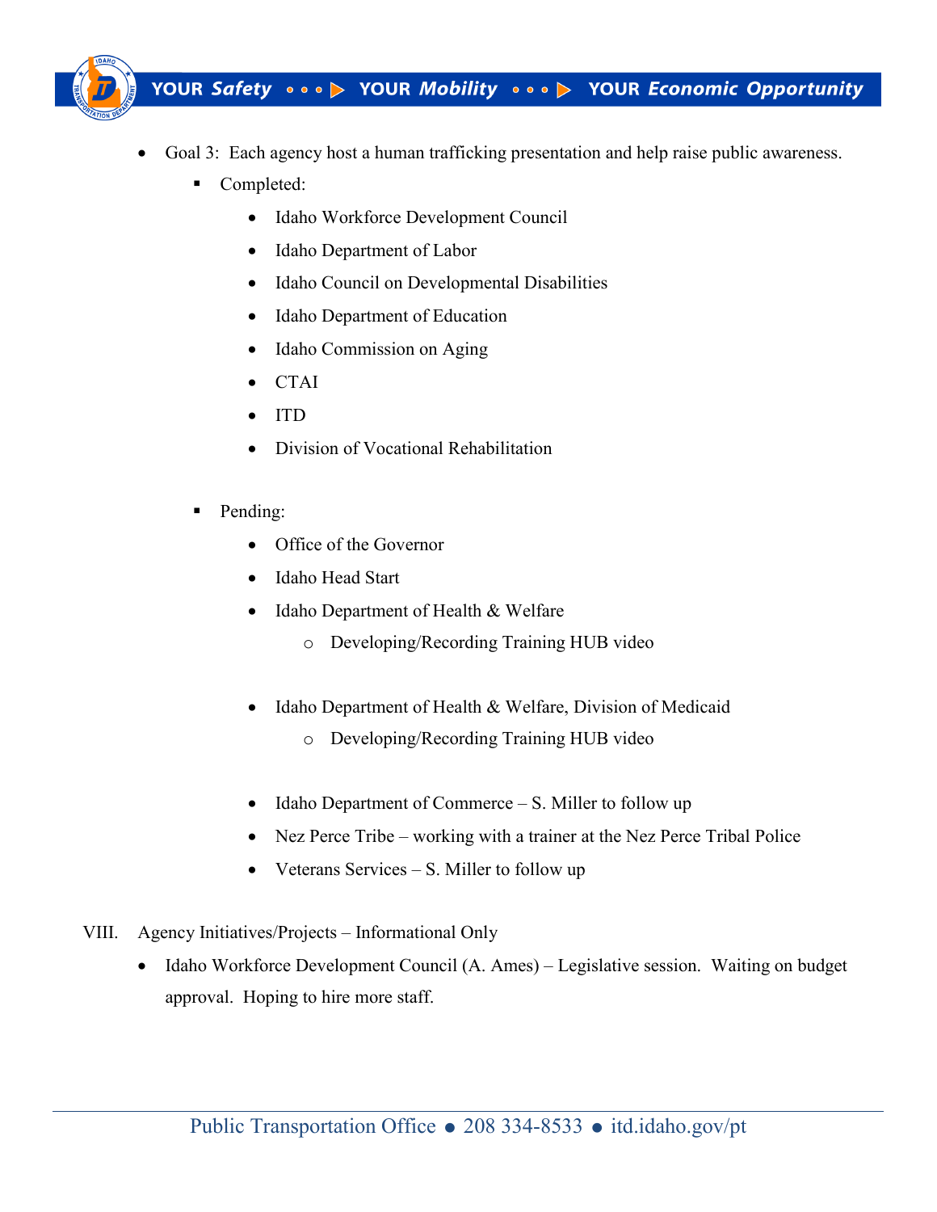- Goal 3: Each agency host a human trafficking presentation and help raise public awareness.
  - Completed:
    - Idaho Workforce Development Council
    - Idaho Department of Labor
    - Idaho Council on Developmental Disabilities
    - Idaho Department of Education
    - Idaho Commission on Aging
    - CTAI
    - ITD
    - Division of Vocational Rehabilitation
  - Pending:
    - Office of the Governor
    - Idaho Head Start
    - Idaho Department of Health & Welfare
      - Developing/Recording Training HUB video
    - Idaho Department of Health & Welfare, Division of Medicaid
      - Developing/Recording Training HUB video
    - Idaho Department of Commerce – S. Miller to follow up
    - Nez Perce Tribe – working with a trainer at the Nez Perce Tribal Police
    - Veterans Services – S. Miller to follow up

VIII. Agency Initiatives/Projects – Informational Only

- Idaho Workforce Development Council (A. Ames) – Legislative session. Waiting on budget approval. Hoping to hire more staff.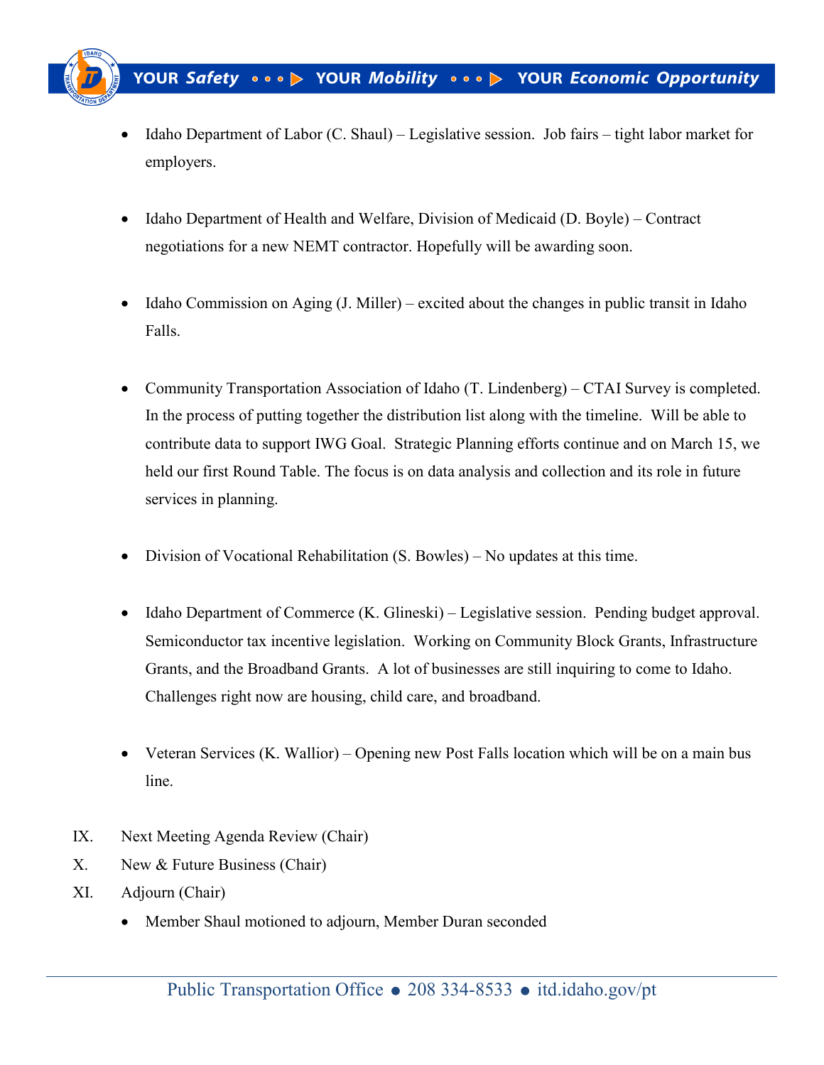- Idaho Department of Labor (C. Shaul) – Legislative session. Job fairs – tight labor market for employers.

- Idaho Department of Health and Welfare, Division of Medicaid (D. Boyle) – Contract negotiations for a new NEMT contractor. Hopefully will be awarding soon.

- Idaho Commission on Aging (J. Miller) – excited about the changes in public transit in Idaho Falls.

- Community Transportation Association of Idaho (T. Lindenberg) – CTAI Survey is completed. In the process of putting together the distribution list along with the timeline. Will be able to contribute data to support IWG Goal. Strategic Planning efforts continue and on March 15, we held our first Round Table. The focus is on data analysis and collection and its role in future services in planning.

- Division of Vocational Rehabilitation (S. Bowles) – No updates at this time.

- Idaho Department of Commerce (K. Glineski) – Legislative session. Pending budget approval. Semiconductor tax incentive legislation. Working on Community Block Grants, Infrastructure Grants, and the Broadband Grants. A lot of businesses are still inquiring to come to Idaho. Challenges right now are housing, child care, and broadband.

- Veteran Services (K. Wallior) – Opening new Post Falls location which will be on a main bus line.

IX. Next Meeting Agenda Review (Chair)

X. New & Future Business (Chair)

XI. Adjourn (Chair)

- Member Shaul motioned to adjourn, Member Duran seconded